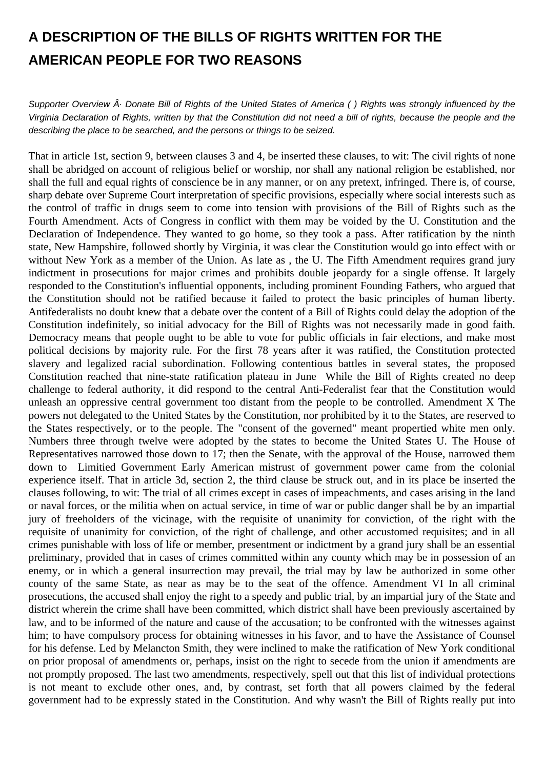# A DESCRIPTION OF THE BILLS OF RIGHTS WRITTEN FOR THE AMERICAN PEOPLE FOR TWO REASONS

*Supporter Overview Â· Donate Bill of Rights of the United States of America ( ) Rights was strongly influenced by the Virginia Declaration of Rights, written by that the Constitution did not need a bill of rights, because the people and the describing the place to be searched, and the persons or things to be seized.*

That in article 1st, section 9, between clauses 3 and 4, be inserted these clauses, to wit: The civil rights of none shall be abridged on account of religious belief or worship, nor shall any national religion be established, nor shall the full and equal rights of conscience be in any manner, or on any pretext, infringed. There is, of course, sharp debate over Supreme Court interpretation of specific provisions, especially where social interests such as the control of traffic in drugs seem to come into tension with provisions of the Bill of Rights such as the Fourth Amendment. Acts of Congress in conflict with them may be voided by the U. Constitution and the Declaration of Independence. They wanted to go home, so they took a pass. After ratification by the ninth state, New Hampshire, followed shortly by Virginia, it was clear the Constitution would go into effect with or without New York as a member of the Union. As late as , the U. The Fifth Amendment requires grand jury indictment in prosecutions for major crimes and prohibits double jeopardy for a single offense. It largely responded to the Constitution's influential opponents, including prominent Founding Fathers, who argued that the Constitution should not be ratified because it failed to protect the basic principles of human liberty. Antifederalists no doubt knew that a debate over the content of a Bill of Rights could delay the adoption of the Constitution indefinitely, so initial advocacy for the Bill of Rights was not necessarily made in good faith. Democracy means that people ought to be able to vote for public officials in fair elections, and make most political decisions by majority rule. For the first 78 years after it was ratified, the Constitution protected slavery and legalized racial subordination. Following contentious battles in several states, the proposed Constitution reached that nine-state ratification plateau in June While the Bill of Rights created no deep challenge to federal authority, it did respond to the central Anti-Federalist fear that the Constitution would unleash an oppressive central government too distant from the people to be controlled. Amendment X The powers not delegated to the United States by the Constitution, nor prohibited by it to the States, are reserved to the States respectively, or to the people. The "consent of the governed" meant propertied white men only. Numbers three through twelve were adopted by the states to become the United States U. The House of Representatives narrowed those down to 17; then the Senate, with the approval of the House, narrowed them down to Limitied Government Early American mistrust of government power came from the colonial experience itself. That in article 3d, section 2, the third clause be struck out, and in its place be inserted the clauses following, to wit: The trial of all crimes except in cases of impeachments, and cases arising in the land or naval forces, or the militia when on actual service, in time of war or public danger shall be by an impartial jury of freeholders of the vicinage, with the requisite of unanimity for conviction, of the right with the requisite of unanimity for conviction, of the right of challenge, and other accustomed requisites; and in all crimes punishable with loss of life or member, presentment or indictment by a grand jury shall be an essential preliminary, provided that in cases of crimes committed within any county which may be in possession of an enemy, or in which a general insurrection may prevail, the trial may by law be authorized in some other county of the same State, as near as may be to the seat of the offence. Amendment VI In all criminal prosecutions, the accused shall enjoy the right to a speedy and public trial, by an impartial jury of the State and district wherein the crime shall have been committed, which district shall have been previously ascertained by law, and to be informed of the nature and cause of the accusation; to be confronted with the witnesses against him; to have compulsory process for obtaining witnesses in his favor, and to have the Assistance of Counsel for his defense. Led by Melancton Smith, they were inclined to make the ratification of New York conditional on prior proposal of amendments or, perhaps, insist on the right to secede from the union if amendments are not promptly proposed. The last two amendments, respectively, spell out that this list of individual protections is not meant to exclude other ones, and, by contrast, set forth that all powers claimed by the federal government had to be expressly stated in the Constitution. And why wasn't the Bill of Rights really put into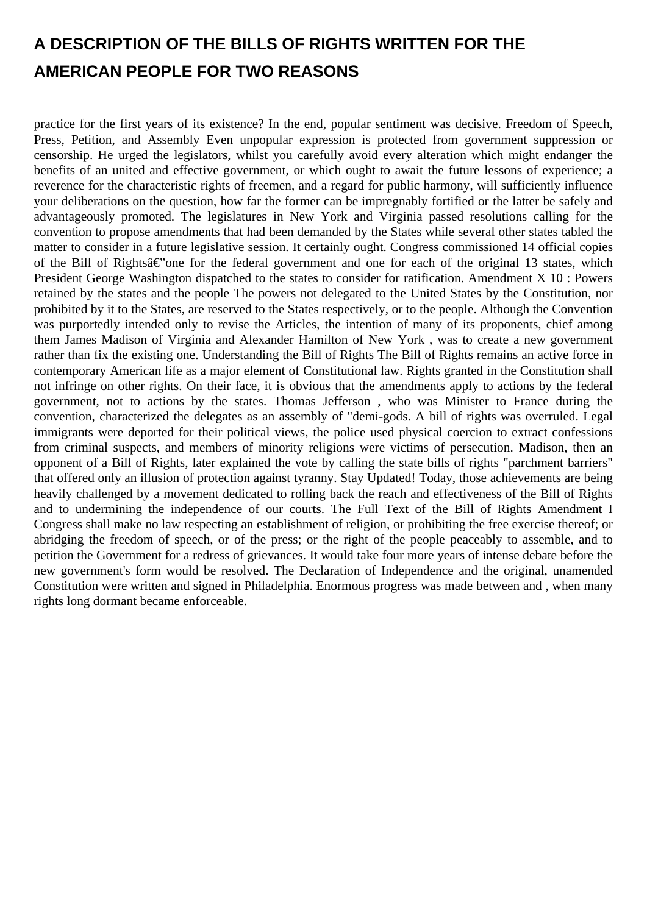# A DESCRIPTION OF THE BILLS OF RIGHTS WRITTEN FOR THE AMERICAN PEOPLE FOR TWO REASONS

practice for the first years of its existence? In the end, popular sentiment was decisive. Freedom of Speech, Press, Petition, and Assembly Even unpopular expression is protected from government suppression or censorship. He urged the legislators, whilst you carefully avoid every alteration which might endanger the benefits of an united and effective government, or which ought to await the future lessons of experience; a reverence for the characteristic rights of freemen, and a regard for public harmony, will sufficiently influence your deliberations on the question, how far the former can be impregnably fortified or the latter be safely and advantageously promoted. The legislatures in New York and Virginia passed resolutions calling for the convention to propose amendments that had been demanded by the States while several other states tabled the matter to consider in a future legislative session. It certainly ought. Congress commissioned 14 official copies of the Bill of Rightsâ€"one for the federal government and one for each of the original 13 states, which President George Washington dispatched to the states to consider for ratification. Amendment X 10 : Powers retained by the states and the people The powers not delegated to the United States by the Constitution, nor prohibited by it to the States, are reserved to the States respectively, or to the people. Although the Convention was purportedly intended only to revise the Articles, the intention of many of its proponents, chief among them James Madison of Virginia and Alexander Hamilton of New York , was to create a new government rather than fix the existing one. Understanding the Bill of Rights The Bill of Rights remains an active force in contemporary American life as a major element of Constitutional law. Rights granted in the Constitution shall not infringe on other rights. On their face, it is obvious that the amendments apply to actions by the federal government, not to actions by the states. Thomas Jefferson , who was Minister to France during the convention, characterized the delegates as an assembly of "demi-gods. A bill of rights was overruled. Legal immigrants were deported for their political views, the police used physical coercion to extract confessions from criminal suspects, and members of minority religions were victims of persecution. Madison, then an opponent of a Bill of Rights, later explained the vote by calling the state bills of rights "parchment barriers" that offered only an illusion of protection against tyranny. Stay Updated! Today, those achievements are being heavily challenged by a movement dedicated to rolling back the reach and effectiveness of the Bill of Rights and to undermining the independence of our courts. The Full Text of the Bill of Rights Amendment I Congress shall make no law respecting an establishment of religion, or prohibiting the free exercise thereof; or abridging the freedom of speech, or of the press; or the right of the people peaceably to assemble, and to petition the Government for a redress of grievances. It would take four more years of intense debate before the new government's form would be resolved. The Declaration of Independence and the original, unamended Constitution were written and signed in Philadelphia. Enormous progress was made between and , when many rights long dormant became enforceable.